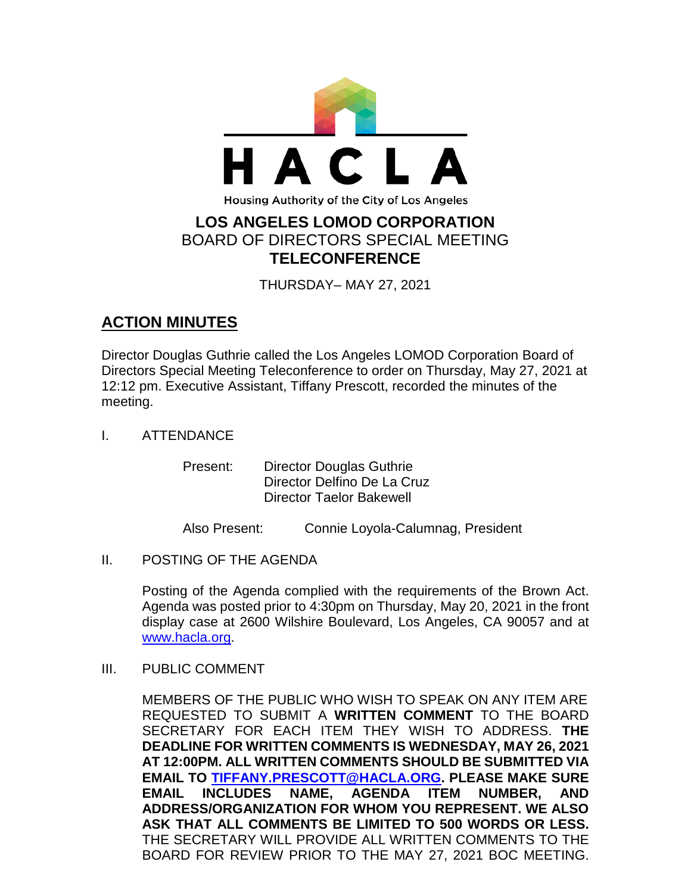HACLA

Housing Authority of the City of Los Angeles

# LOS ANGELES LOMOD CORPORATION
BOARD OF DIRECTORS SPECIAL MEETING
**TELECONFERENCE**

THURSDAY– MAY 27, 2021

## ACTION MINUTES

Director Douglas Guthrie called the Los Angeles LOMOD Corporation Board of Directors Special Meeting Teleconference to order on Thursday, May 27, 2021 at 12:12 pm. Executive Assistant, Tiffany Prescott, recorded the minutes of the meeting.

I. ATTENDANCE

Present: Director Douglas Guthrie
Director Delfino De La Cruz
Director Taelor Bakewell

Also Present: Connie Loyola-Calumnag, President

II. POSTING OF THE AGENDA

Posting of the Agenda complied with the requirements of the Brown Act. Agenda was posted prior to 4:30pm on Thursday, May 20, 2021 in the front display case at 2600 Wilshire Boulevard, Los Angeles, CA 90057 and at www.hacla.org.

III. PUBLIC COMMENT

MEMBERS OF THE PUBLIC WHO WISH TO SPEAK ON ANY ITEM ARE REQUESTED TO SUBMIT A **WRITTEN COMMENT** TO THE BOARD SECRETARY FOR EACH ITEM THEY WISH TO ADDRESS. **THE DEADLINE FOR WRITTEN COMMENTS IS WEDNESDAY, MAY 26, 2021 AT 12:00PM. ALL WRITTEN COMMENTS SHOULD BE SUBMITTED VIA EMAIL TO TIFFANY.PRESCOTT@HACLA.ORG. PLEASE MAKE SURE EMAIL INCLUDES NAME, AGENDA ITEM NUMBER, AND ADDRESS/ORGANIZATION FOR WHOM YOU REPRESENT. WE ALSO ASK THAT ALL COMMENTS BE LIMITED TO 500 WORDS OR LESS.** THE SECRETARY WILL PROVIDE ALL WRITTEN COMMENTS TO THE BOARD FOR REVIEW PRIOR TO THE MAY 27, 2021 BOC MEETING.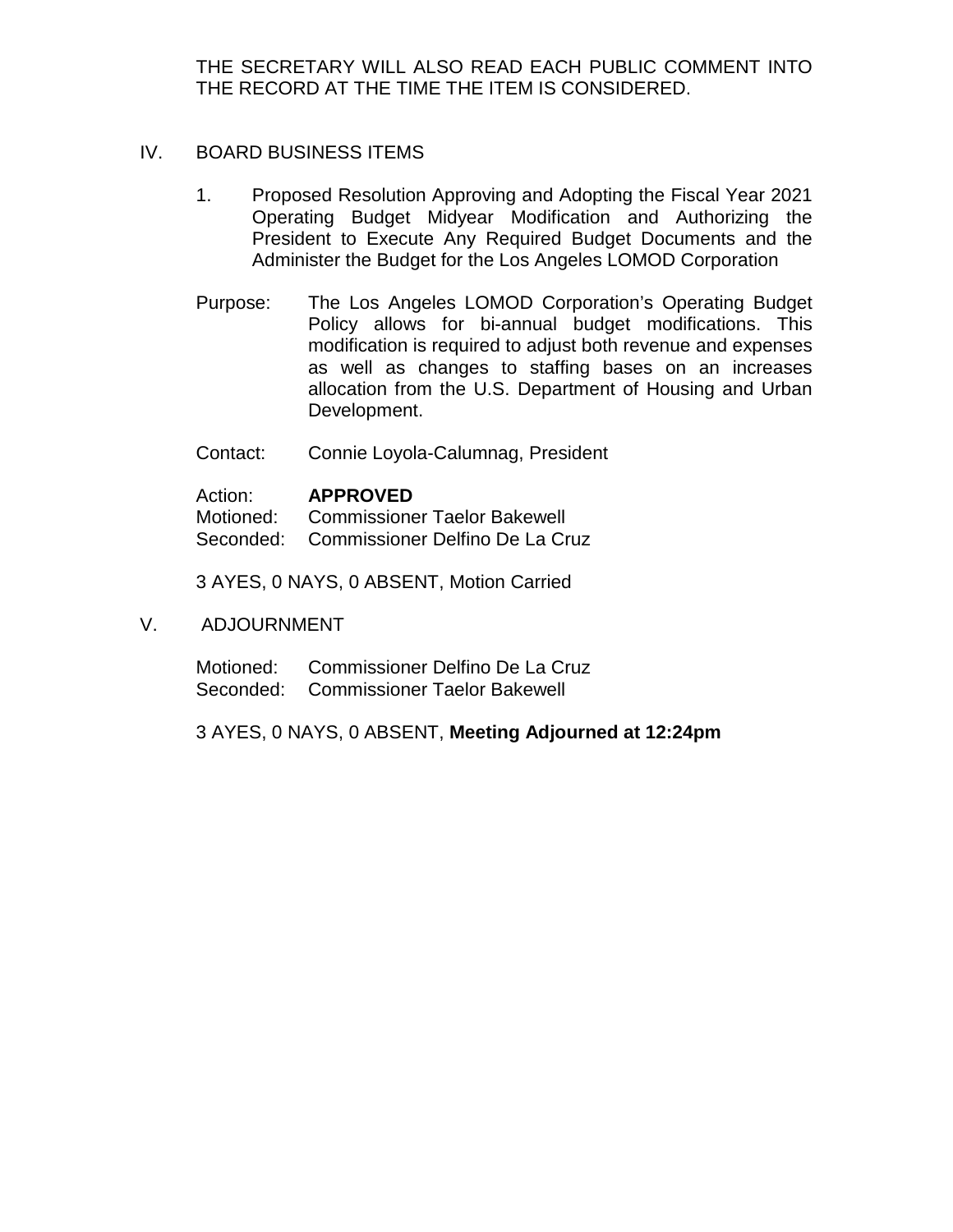THE SECRETARY WILL ALSO READ EACH PUBLIC COMMENT INTO THE RECORD AT THE TIME THE ITEM IS CONSIDERED.

## IV. BOARD BUSINESS ITEMS

1. Proposed Resolution Approving and Adopting the Fiscal Year 2021 Operating Budget Midyear Modification and Authorizing the President to Execute Any Required Budget Documents and the Administer the Budget for the Los Angeles LOMOD Corporation

Purpose: The Los Angeles LOMOD Corporation's Operating Budget Policy allows for bi-annual budget modifications. This modification is required to adjust both revenue and expenses as well as changes to staffing bases on an increases allocation from the U.S. Department of Housing and Urban Development.

Contact: Connie Loyola-Calumnag, President

Action: **APPROVED**
Motioned: Commissioner Taelor Bakewell
Seconded: Commissioner Delfino De La Cruz

3 AYES, 0 NAYS, 0 ABSENT, Motion Carried

## V. ADJOURNMENT

Motioned: Commissioner Delfino De La Cruz
Seconded: Commissioner Taelor Bakewell

3 AYES, 0 NAYS, 0 ABSENT, **Meeting Adjourned at 12:24pm**